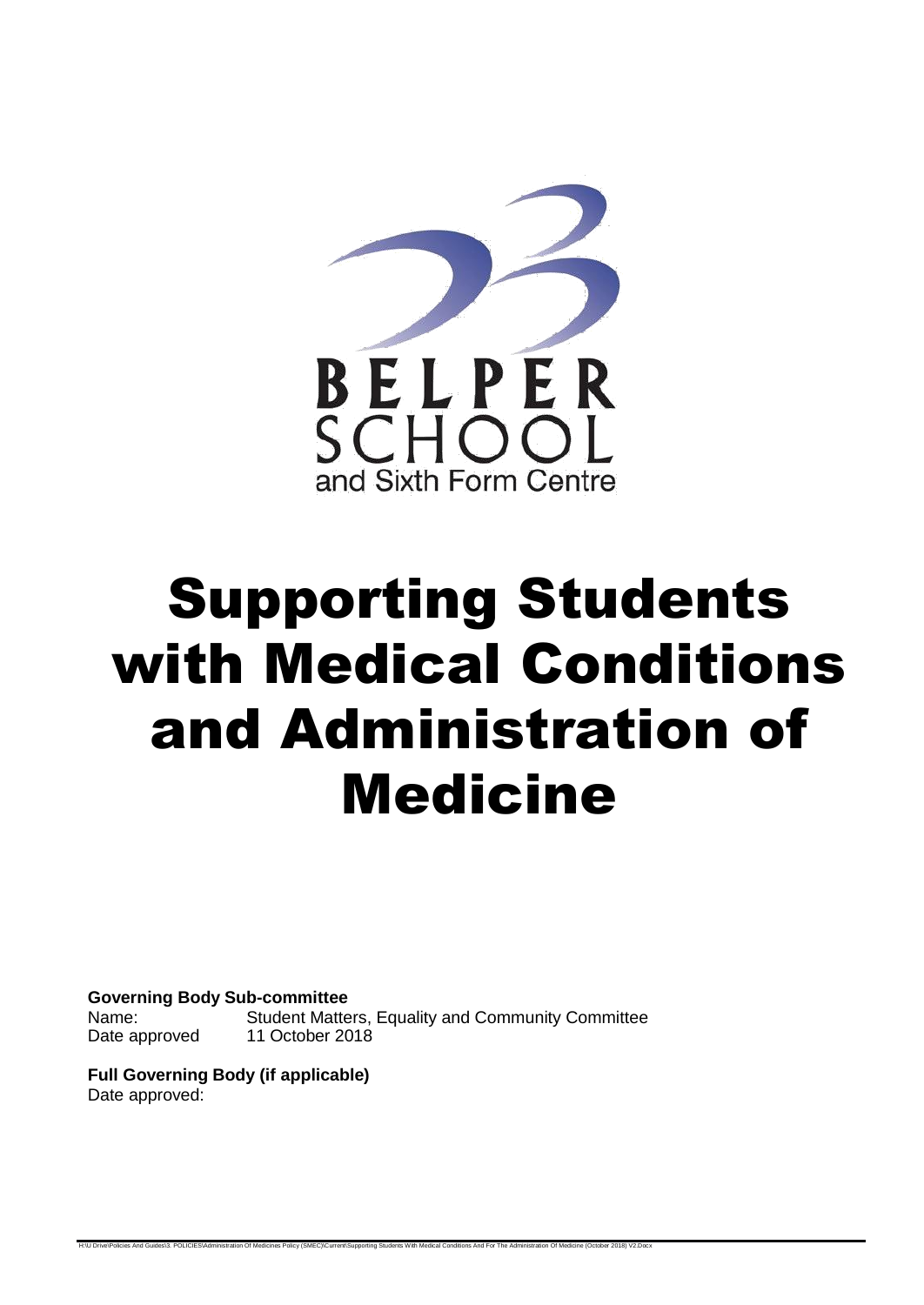BELPER
SCHOOL
and Sixth Form Centre

# Supporting Students with Medical Conditions and Administration of Medicine

**Governing Body Sub-committee**

Name: Student Matters, Equality and Community Committee

Date approved 11 October 2018

**Full Governing Body (if applicable)**

Date approved: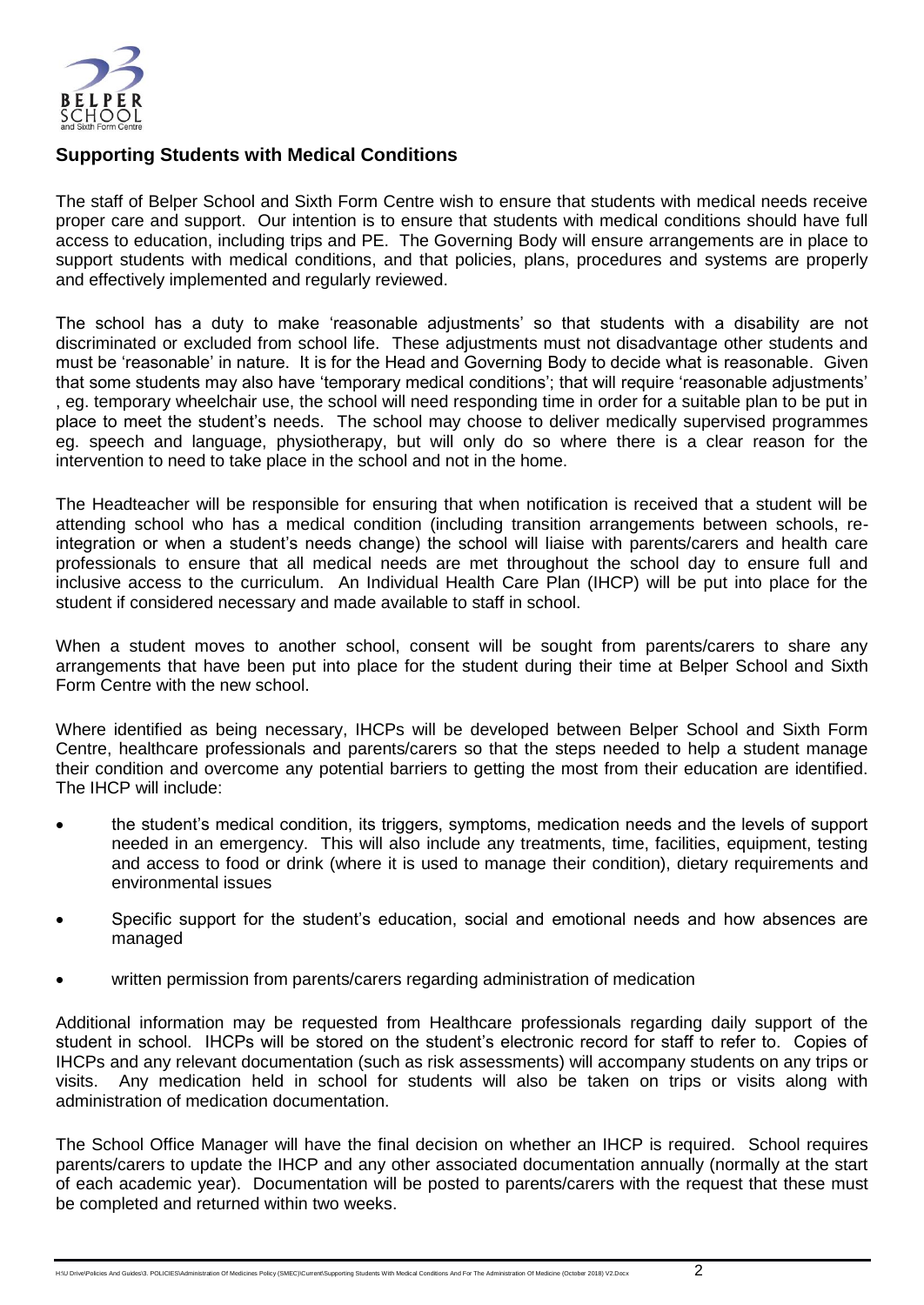## Supporting Students with Medical Conditions

The staff of Belper School and Sixth Form Centre wish to ensure that students with medical needs receive proper care and support. Our intention is to ensure that students with medical conditions should have full access to education, including trips and PE. The Governing Body will ensure arrangements are in place to support students with medical conditions, and that policies, plans, procedures and systems are properly and effectively implemented and regularly reviewed.

The school has a duty to make 'reasonable adjustments' so that students with a disability are not discriminated or excluded from school life. These adjustments must not disadvantage other students and must be 'reasonable' in nature. It is for the Head and Governing Body to decide what is reasonable. Given that some students may also have 'temporary medical conditions'; that will require 'reasonable adjustments' , eg. temporary wheelchair use, the school will need responding time in order for a suitable plan to be put in place to meet the student's needs. The school may choose to deliver medically supervised programmes eg. speech and language, physiotherapy, but will only do so where there is a clear reason for the intervention to need to take place in the school and not in the home.

The Headteacher will be responsible for ensuring that when notification is received that a student will be attending school who has a medical condition (including transition arrangements between schools, re-integration or when a student's needs change) the school will liaise with parents/carers and health care professionals to ensure that all medical needs are met throughout the school day to ensure full and inclusive access to the curriculum. An Individual Health Care Plan (IHCP) will be put into place for the student if considered necessary and made available to staff in school.

When a student moves to another school, consent will be sought from parents/carers to share any arrangements that have been put into place for the student during their time at Belper School and Sixth Form Centre with the new school.

Where identified as being necessary, IHCPs will be developed between Belper School and Sixth Form Centre, healthcare professionals and parents/carers so that the steps needed to help a student manage their condition and overcome any potential barriers to getting the most from their education are identified. The IHCP will include:

- the student's medical condition, its triggers, symptoms, medication needs and the levels of support needed in an emergency. This will also include any treatments, time, facilities, equipment, testing and access to food or drink (where it is used to manage their condition), dietary requirements and environmental issues
- Specific support for the student's education, social and emotional needs and how absences are managed
- written permission from parents/carers regarding administration of medication

Additional information may be requested from Healthcare professionals regarding daily support of the student in school. IHCPs will be stored on the student's electronic record for staff to refer to. Copies of IHCPs and any relevant documentation (such as risk assessments) will accompany students on any trips or visits. Any medication held in school for students will also be taken on trips or visits along with administration of medication documentation.

The School Office Manager will have the final decision on whether an IHCP is required. School requires parents/carers to update the IHCP and any other associated documentation annually (normally at the start of each academic year). Documentation will be posted to parents/carers with the request that these must be completed and returned within two weeks.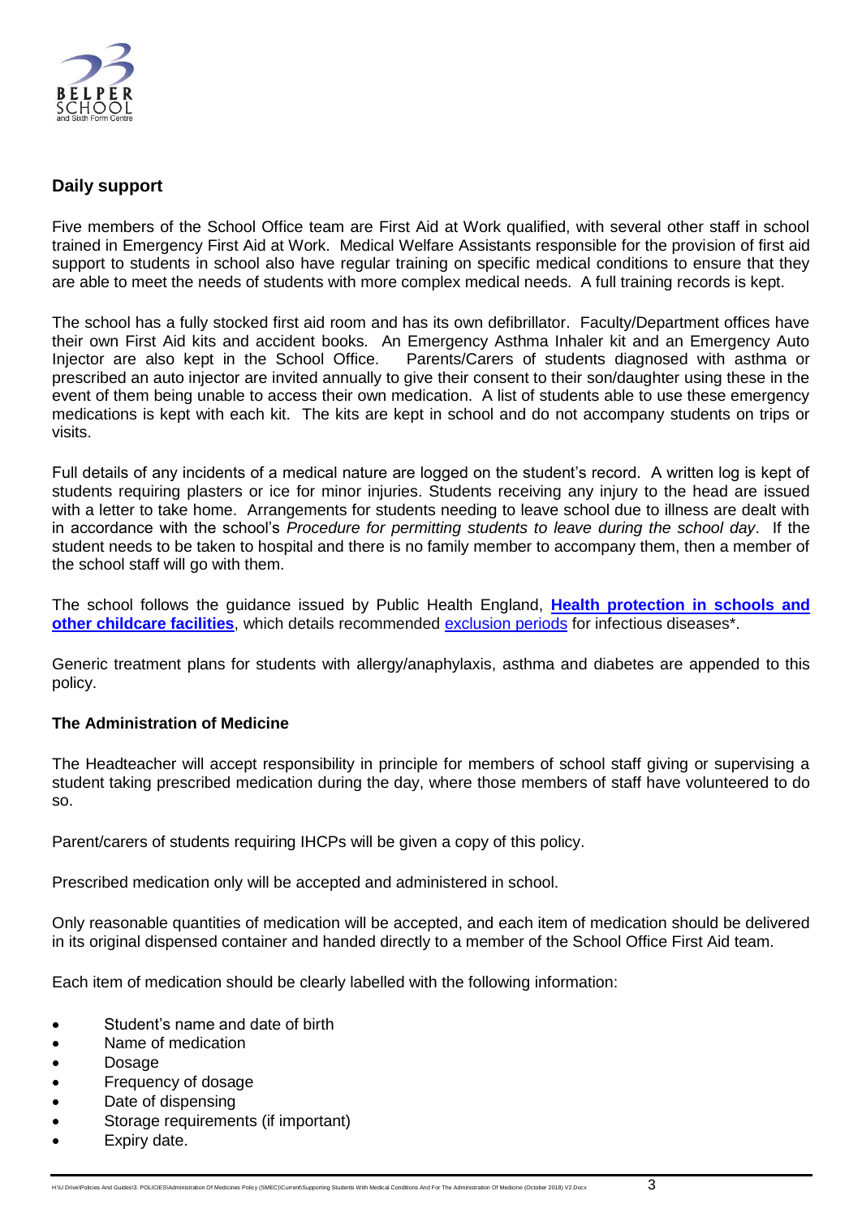## Daily support

Five members of the School Office team are First Aid at Work qualified, with several other staff in school trained in Emergency First Aid at Work. Medical Welfare Assistants responsible for the provision of first aid support to students in school also have regular training on specific medical conditions to ensure that they are able to meet the needs of students with more complex medical needs. A full training records is kept.

The school has a fully stocked first aid room and has its own defibrillator. Faculty/Department offices have their own First Aid kits and accident books. An Emergency Asthma Inhaler kit and an Emergency Auto Injector are also kept in the School Office. Parents/Carers of students diagnosed with asthma or prescribed an auto injector are invited annually to give their consent to their son/daughter using these in the event of them being unable to access their own medication. A list of students able to use these emergency medications is kept with each kit. The kits are kept in school and do not accompany students on trips or visits.

Full details of any incidents of a medical nature are logged on the student's record. A written log is kept of students requiring plasters or ice for minor injuries. Students receiving any injury to the head are issued with a letter to take home. Arrangements for students needing to leave school due to illness are dealt with in accordance with the school's *Procedure for permitting students to leave during the school day*. If the student needs to be taken to hospital and there is no family member to accompany them, then a member of the school staff will go with them.

The school follows the guidance issued by Public Health England, **Health protection in schools and other childcare facilities**, which details recommended exclusion periods for infectious diseases*.

Generic treatment plans for students with allergy/anaphylaxis, asthma and diabetes are appended to this policy.

### The Administration of Medicine

The Headteacher will accept responsibility in principle for members of school staff giving or supervising a student taking prescribed medication during the day, where those members of staff have volunteered to do so.

Parent/carers of students requiring IHCPs will be given a copy of this policy.

Prescribed medication only will be accepted and administered in school.

Only reasonable quantities of medication will be accepted, and each item of medication should be delivered in its original dispensed container and handed directly to a member of the School Office First Aid team.

Each item of medication should be clearly labelled with the following information:

- Student's name and date of birth
- Name of medication
- Dosage
- Frequency of dosage
- Date of dispensing
- Storage requirements (if important)
- Expiry date.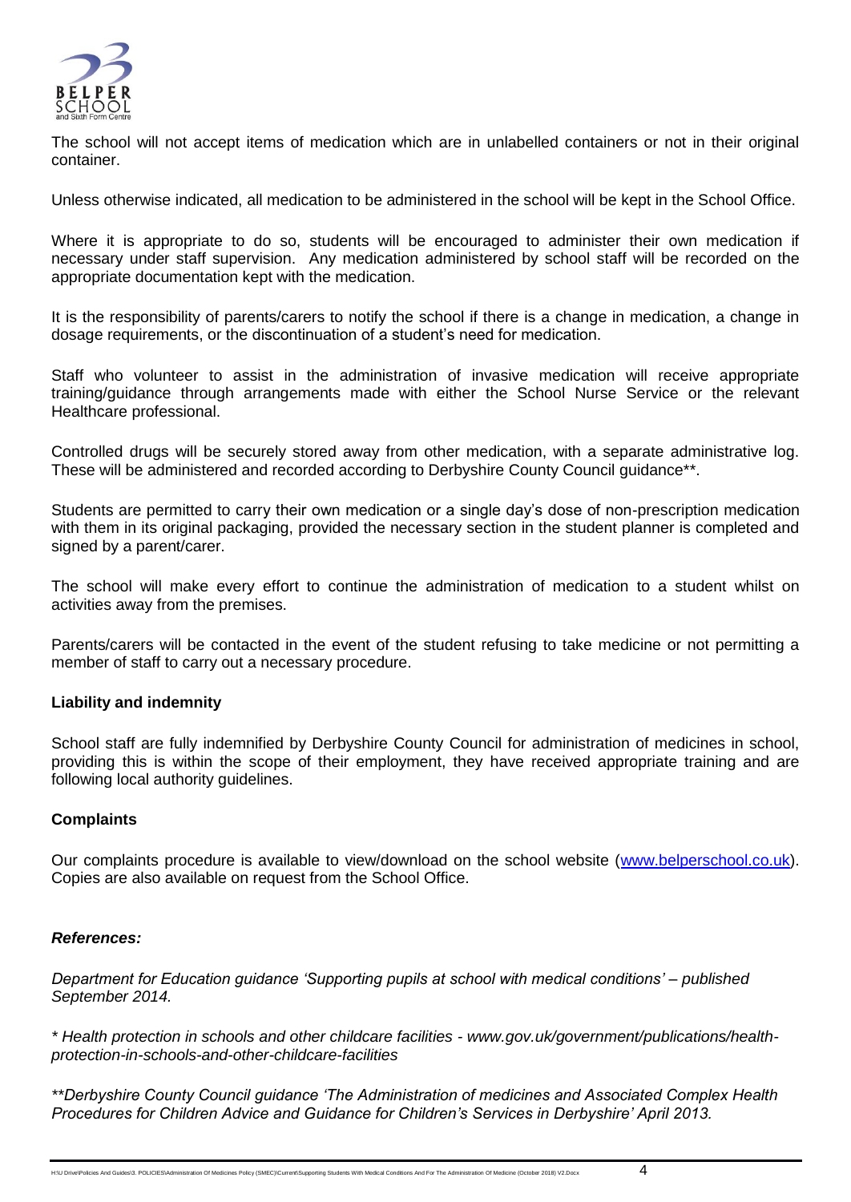The school will not accept items of medication which are in unlabelled containers or not in their original container.

Unless otherwise indicated, all medication to be administered in the school will be kept in the School Office.

Where it is appropriate to do so, students will be encouraged to administer their own medication if necessary under staff supervision. Any medication administered by school staff will be recorded on the appropriate documentation kept with the medication.

It is the responsibility of parents/carers to notify the school if there is a change in medication, a change in dosage requirements, or the discontinuation of a student's need for medication.

Staff who volunteer to assist in the administration of invasive medication will receive appropriate training/guidance through arrangements made with either the School Nurse Service or the relevant Healthcare professional.

Controlled drugs will be securely stored away from other medication, with a separate administrative log. These will be administered and recorded according to Derbyshire County Council guidance**.

Students are permitted to carry their own medication or a single day's dose of non-prescription medication with them in its original packaging, provided the necessary section in the student planner is completed and signed by a parent/carer.

The school will make every effort to continue the administration of medication to a student whilst on activities away from the premises.

Parents/carers will be contacted in the event of the student refusing to take medicine or not permitting a member of staff to carry out a necessary procedure.

**Liability and indemnity**

School staff are fully indemnified by Derbyshire County Council for administration of medicines in school, providing this is within the scope of their employment, they have received appropriate training and are following local authority guidelines.

**Complaints**

Our complaints procedure is available to view/download on the school website (www.belperschool.co.uk). Copies are also available on request from the School Office.

***References:***

*Department for Education guidance 'Supporting pupils at school with medical conditions' – published September 2014.*

*\* Health protection in schools and other childcare facilities - www.gov.uk/government/publications/health-protection-in-schools-and-other-childcare-facilities*

*\*\*Derbyshire County Council guidance 'The Administration of medicines and Associated Complex Health Procedures for Children Advice and Guidance for Children's Services in Derbyshire' April 2013.*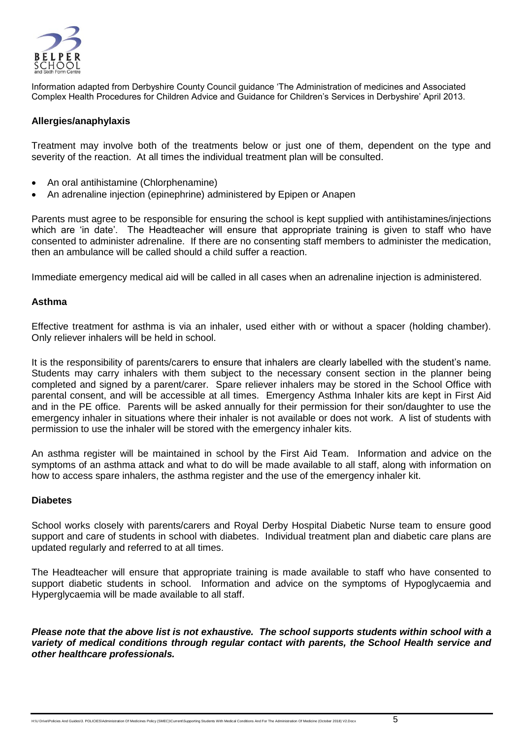Information adapted from Derbyshire County Council guidance 'The Administration of medicines and Associated Complex Health Procedures for Children Advice and Guidance for Children's Services in Derbyshire' April 2013.

## Allergies/anaphylaxis

Treatment may involve both of the treatments below or just one of them, dependent on the type and severity of the reaction. At all times the individual treatment plan will be consulted.

- An oral antihistamine (Chlorphenamine)
- An adrenaline injection (epinephrine) administered by Epipen or Anapen

Parents must agree to be responsible for ensuring the school is kept supplied with antihistamines/injections which are 'in date'. The Headteacher will ensure that appropriate training is given to staff who have consented to administer adrenaline. If there are no consenting staff members to administer the medication, then an ambulance will be called should a child suffer a reaction.

Immediate emergency medical aid will be called in all cases when an adrenaline injection is administered.

## Asthma

Effective treatment for asthma is via an inhaler, used either with or without a spacer (holding chamber). Only reliever inhalers will be held in school.

It is the responsibility of parents/carers to ensure that inhalers are clearly labelled with the student's name. Students may carry inhalers with them subject to the necessary consent section in the planner being completed and signed by a parent/carer. Spare reliever inhalers may be stored in the School Office with parental consent, and will be accessible at all times. Emergency Asthma Inhaler kits are kept in First Aid and in the PE office. Parents will be asked annually for their permission for their son/daughter to use the emergency inhaler in situations where their inhaler is not available or does not work. A list of students with permission to use the inhaler will be stored with the emergency inhaler kits.

An asthma register will be maintained in school by the First Aid Team. Information and advice on the symptoms of an asthma attack and what to do will be made available to all staff, along with information on how to access spare inhalers, the asthma register and the use of the emergency inhaler kit.

## Diabetes

School works closely with parents/carers and Royal Derby Hospital Diabetic Nurse team to ensure good support and care of students in school with diabetes. Individual treatment plan and diabetic care plans are updated regularly and referred to at all times.

The Headteacher will ensure that appropriate training is made available to staff who have consented to support diabetic students in school. Information and advice on the symptoms of Hypoglycaemia and Hyperglycaemia will be made available to all staff.

***Please note that the above list is not exhaustive. The school supports students within school with a variety of medical conditions through regular contact with parents, the School Health service and other healthcare professionals.***